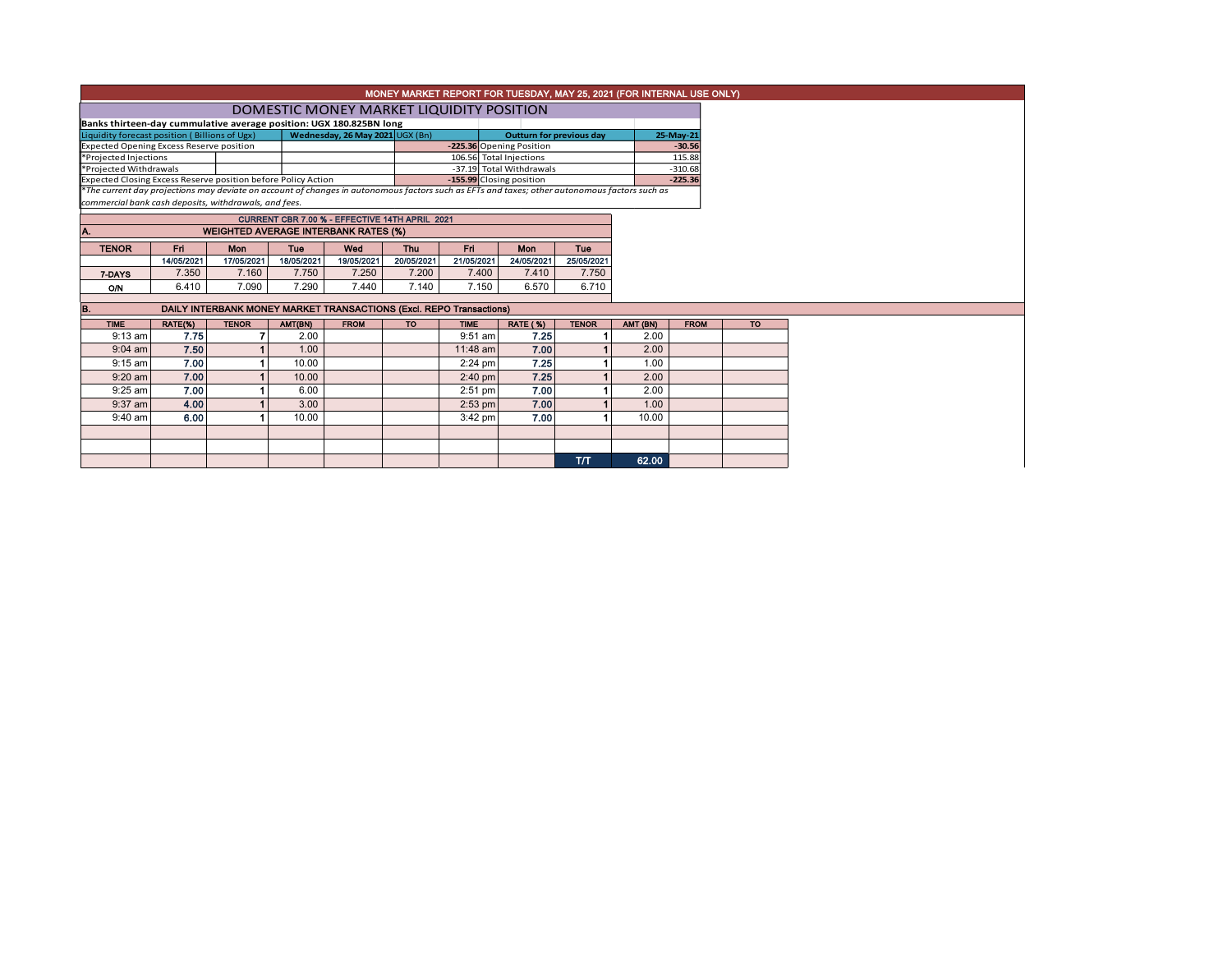# MONEY MARKET REPORT FOR TUESDAY, MAY 25, 2021 (FOR INTERNAL USE ONLY)

## DOMESTIC MONEY MARKET LIQUIDITY POSITION

**Banks thirteen-day cummulative average position: UGX 180.825BN long**

| Liquidity forecast position ( Billions of Ugx) | Wednesday, 26 May 2021 UGX (Bn) | Outturn for previous day | 25-May-21 |
|---|---|---|---|
| Expected Opening Excess Reserve position | -225.36 | Opening Position | -30.56 |
| *Projected Injections | 106.56 | Total Injections | 115.88 |
| *Projected Withdrawals | -37.19 | Total Withdrawals | -310.68 |
| Expected Closing Excess Reserve position before Policy Action | -155.99 | Closing position | -225.36 |

*The current day projections may deviate on account of changes in autonomous factors such as EFTs and taxes; other autonomous factors such as commercial bank cash deposits, withdrawals, and fees.*

**CURRENT CBR 7.00 % - EFFECTIVE 14TH APRIL 2021**

### A. WEIGHTED AVERAGE INTERBANK RATES (%)

| TENOR | Fri | Mon | Tue | Wed | Thu | Fri | Mon | Tue |
|---|---|---|---|---|---|---|---|---|
| | 14/05/2021 | 17/05/2021 | 18/05/2021 | 19/05/2021 | 20/05/2021 | 21/05/2021 | 24/05/2021 | 25/05/2021 |
| 7-DAYS | 7.350 | 7.160 | 7.750 | 7.250 | 7.200 | 7.400 | 7.410 | 7.750 |
| O/N | 6.410 | 7.090 | 7.290 | 7.440 | 7.140 | 7.150 | 6.570 | 6.710 |

### B. DAILY INTERBANK MONEY MARKET TRANSACTIONS (Excl. REPO Transactions)

| TIME | RATE(%) | TENOR | AMT(BN) | FROM | TO | TIME | RATE ( %) | TENOR | AMT (BN) | FROM | TO |
|---|---|---|---|---|---|---|---|---|---|---|---|
| 9:13 am | 7.75 | 7 | 2.00 | | | 9:51 am | 7.25 | 1 | 2.00 | | |
| 9:04 am | 7.50 | 1 | 1.00 | | | 11:48 am | 7.00 | 1 | 2.00 | | |
| 9:15 am | 7.00 | 1 | 10.00 | | | 2:24 pm | 7.25 | 1 | 1.00 | | |
| 9:20 am | 7.00 | 1 | 10.00 | | | 2:40 pm | 7.25 | 1 | 2.00 | | |
| 9:25 am | 7.00 | 1 | 6.00 | | | 2:51 pm | 7.00 | 1 | 2.00 | | |
| 9:37 am | 4.00 | 1 | 3.00 | | | 2:53 pm | 7.00 | 1 | 1.00 | | |
| 9:40 am | 6.00 | 1 | 10.00 | | | 3:42 pm | 7.00 | 1 | 10.00 | | |
| | | | | | | | | | | | |
| | | | | | | | | | | | |
| | | | | | | | | T/T | 62.00 | | |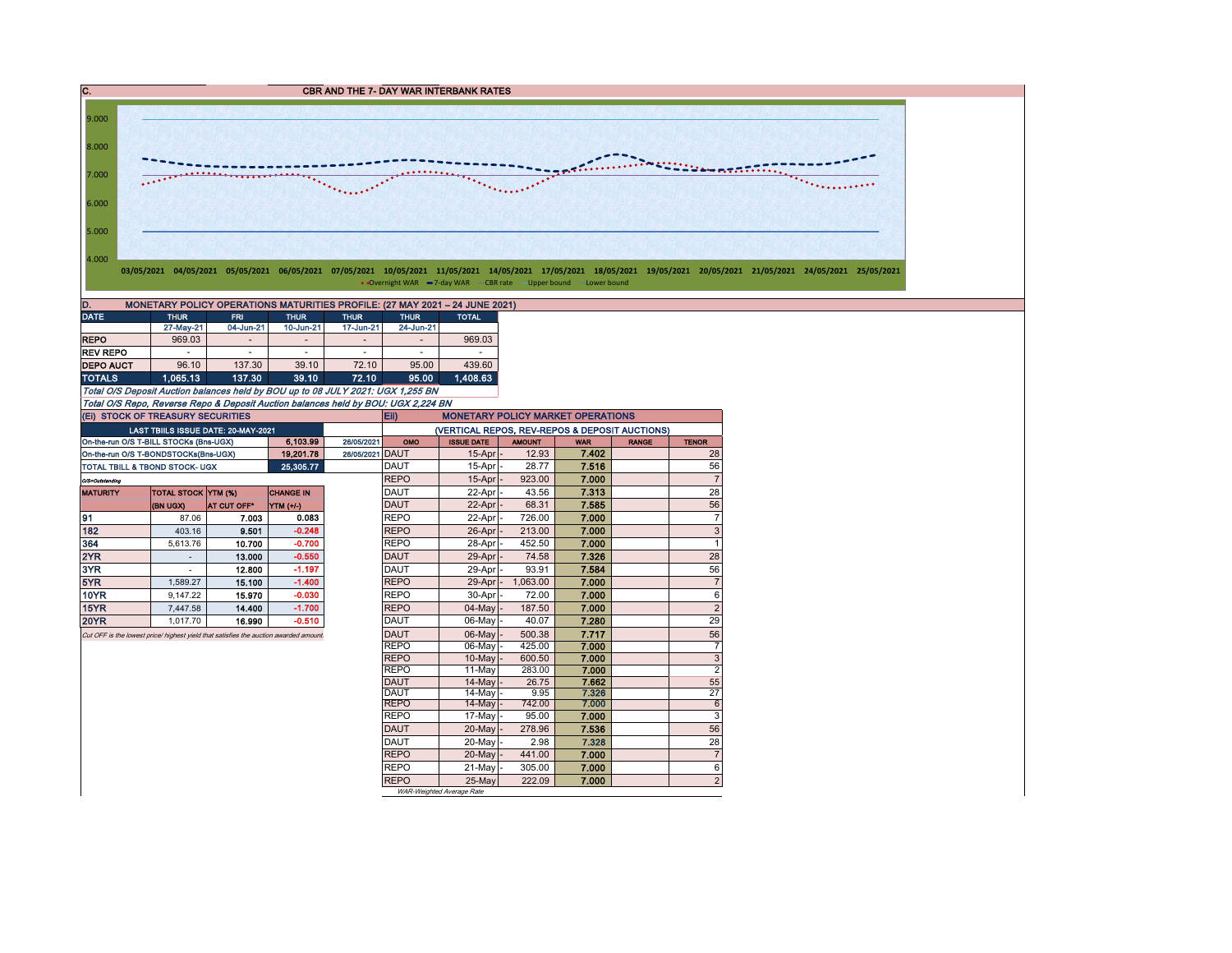## C. CBR AND THE 7- DAY WAR INTERBANK RATES

9.000
8.000
7.000
6.000
5.000
4.000

03/05/2021 04/05/2021 05/05/2021 06/05/2021 07/05/2021 10/05/2021 11/05/2021 14/05/2021 17/05/2021 18/05/2021 19/05/2021 20/05/2021 21/05/2021 24/05/2021 25/05/2021

Overnight WAR — 7-day WAR — CBR rate — Upper bound — Lower bound

## D. MONETARY POLICY OPERATIONS MATURITIES PROFILE: (27 MAY 2021 – 24 JUNE 2021)

| DATE | THUR | FRI | THUR | THUR | THUR | TOTAL |
|---|---|---|---|---|---|---|
| | 27-May-21 | 04-Jun-21 | 10-Jun-21 | 17-Jun-21 | 24-Jun-21 | |
| REPO | 969.03 | - | - | - | - | 969.03 |
| REV REPO | - | - | - | - | - | - |
| DEPO AUCT | 96.10 | 137.30 | 39.10 | 72.10 | 95.00 | 439.60 |
| **TOTALS** | **1,065.13** | **137.30** | **39.10** | **72.10** | **95.00** | **1,408.63** |

*Total O/S Deposit Auction balances held by BOU up to 08 JULY 2021: UGX 1,255 BN*

*Total O/S Repo, Reverse Repo & Deposit Auction balances held by BOU: UGX 2,224 BN*

## (Ei) STOCK OF TREASURY SECURITIES

| LAST TBIILS ISSUE DATE: 20-MAY-2021 | | |
|---|---|---|
| On-the-run O/S T-BILL STOCKs (Bns-UGX) | 6,103.99 | 26/05/2021 |
| On-the-run O/S T-BONDSTOCKs(Bns-UGX) | 19,201.78 | 26/05/2021 |
| TOTAL TBILL & TBOND STOCK- UGX | 25,305.77 | |

*O/S=Outstanding*

| MATURITY | TOTAL STOCK (BN UGX) | YTM (%) AT CUT OFF* | CHANGE IN YTM (+/-) |
|---|---|---|---|
| 91 | 87.06 | 7.003 | 0.083 |
| 182 | 403.16 | 9.501 | -0.248 |
| 364 | 5,613.76 | 10.700 | -0.700 |
| 2YR | - | 13.000 | -0.550 |
| 3YR | - | 12.800 | -1.197 |
| 5YR | 1,589.27 | 15.100 | -1.400 |
| 10YR | 9,147.22 | 15.970 | -0.030 |
| 15YR | 7,447.58 | 14.400 | -1.700 |
| 20YR | 1,017.70 | 16.990 | -0.510 |

*Cut OFF is the lowest price/ highest yield that satisfies the auction awarded amount.*

## Eii) MONETARY POLICY MARKET OPERATIONS

(VERTICAL REPOS, REV-REPOS & DEPOSIT AUCTIONS)

| OMO | ISSUE DATE | AMOUNT | WAR | RANGE | TENOR |
|---|---|---|---|---|---|
| DAUT | 15-Apr | 12.93 | 7.402 | | 28 |
| DAUT | 15-Apr | 28.77 | 7.516 | | 56 |
| REPO | 15-Apr | 923.00 | 7.000 | | 7 |
| DAUT | 22-Apr | 43.56 | 7.313 | | 28 |
| DAUT | 22-Apr | 68.31 | 7.585 | | 56 |
| REPO | 22-Apr | 726.00 | 7.000 | | 7 |
| REPO | 26-Apr | 213.00 | 7.000 | | 3 |
| REPO | 28-Apr | 452.50 | 7.000 | | 1 |
| DAUT | 29-Apr | 74.58 | 7.326 | | 28 |
| DAUT | 29-Apr | 93.91 | 7.584 | | 56 |
| REPO | 29-Apr | 1,063.00 | 7.000 | | 7 |
| REPO | 30-Apr | 72.00 | 7.000 | | 6 |
| REPO | 04-May | 187.50 | 7.000 | | 2 |
| DAUT | 06-May | 40.07 | 7.280 | | 29 |
| DAUT | 06-May | 500.38 | 7.717 | | 56 |
| REPO | 06-May | 425.00 | 7.000 | | 7 |
| REPO | 10-May | 600.50 | 7.000 | | 3 |
| REPO | 11-May | 283.00 | 7.000 | | 2 |
| DAUT | 14-May | 26.75 | 7.662 | | 55 |
| DAUT | 14-May | 9.95 | 7.326 | | 27 |
| REPO | 14-May | 742.00 | 7.000 | | 6 |
| REPO | 17-May | 95.00 | 7.000 | | 3 |
| DAUT | 20-May | 278.96 | 7.536 | | 56 |
| DAUT | 20-May | 2.98 | 7.328 | | 28 |
| REPO | 20-May | 441.00 | 7.000 | | 7 |
| REPO | 21-May | 305.00 | 7.000 | | 6 |
| REPO | 25-May | 222.09 | 7.000 | | 2 |

*WAR-Weighted Average Rate*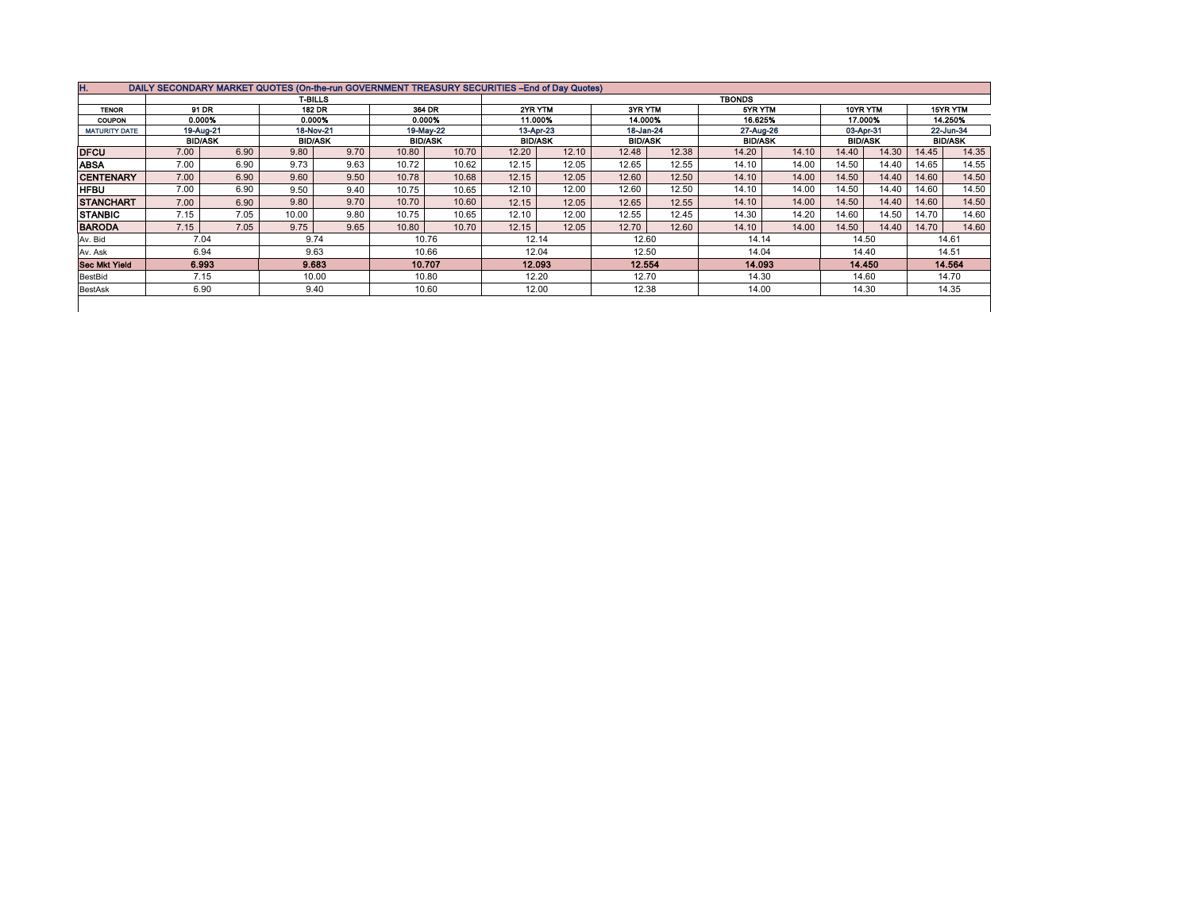| H. DAILY SECONDARY MARKET QUOTES (On-the-run GOVERNMENT TREASURY SECURITIES –End of Day Quotes) | | | | | | | | | | | | | | | | |
|---|---|---|---|---|---|---|---|---|---|---|---|---|---|---|---|---|
| | T-BILLS | | | | | | TBONDS | | | | | | | | | |
| TENOR | 91 DR | | 182 DR | | 364 DR | | 2YR YTM | | 3YR YTM | | 5YR YTM | | 10YR YTM | | 15YR YTM | |
| COUPON | 0.000% | | 0.000% | | 0.000% | | 11.000% | | 14.000% | | 16.625% | | 17.000% | | 14.250% | |
| MATURITY DATE | 19-Aug-21 | | 18-Nov-21 | | 19-May-22 | | 13-Apr-23 | | 18-Jan-24 | | 27-Aug-26 | | 03-Apr-31 | | 22-Jun-34 | |
| | BID/ASK | | BID/ASK | | BID/ASK | | BID/ASK | | BID/ASK | | BID/ASK | | BID/ASK | | BID/ASK | |
| DFCU | 7.00 | 6.90 | 9.80 | 9.70 | 10.80 | 10.70 | 12.20 | 12.10 | 12.48 | 12.38 | 14.20 | 14.10 | 14.40 | 14.30 | 14.45 | 14.35 |
| ABSA | 7.00 | 6.90 | 9.73 | 9.63 | 10.72 | 10.62 | 12.15 | 12.05 | 12.65 | 12.55 | 14.10 | 14.00 | 14.50 | 14.40 | 14.65 | 14.55 |
| CENTENARY | 7.00 | 6.90 | 9.60 | 9.50 | 10.78 | 10.68 | 12.15 | 12.05 | 12.60 | 12.50 | 14.10 | 14.00 | 14.50 | 14.40 | 14.60 | 14.50 |
| HFBU | 7.00 | 6.90 | 9.50 | 9.40 | 10.75 | 10.65 | 12.10 | 12.00 | 12.60 | 12.50 | 14.10 | 14.00 | 14.50 | 14.40 | 14.60 | 14.50 |
| STANCHART | 7.00 | 6.90 | 9.80 | 9.70 | 10.70 | 10.60 | 12.15 | 12.05 | 12.65 | 12.55 | 14.10 | 14.00 | 14.50 | 14.40 | 14.60 | 14.50 |
| STANBIC | 7.15 | 7.05 | 10.00 | 9.80 | 10.75 | 10.65 | 12.10 | 12.00 | 12.55 | 12.45 | 14.30 | 14.20 | 14.60 | 14.50 | 14.70 | 14.60 |
| BARODA | 7.15 | 7.05 | 9.75 | 9.65 | 10.80 | 10.70 | 12.15 | 12.05 | 12.70 | 12.60 | 14.10 | 14.00 | 14.50 | 14.40 | 14.70 | 14.60 |
| Av. Bid | 7.04 | | 9.74 | | 10.76 | | 12.14 | | 12.60 | | 14.14 | | 14.50 | | 14.61 | |
| Av. Ask | 6.94 | | 9.63 | | 10.66 | | 12.04 | | 12.50 | | 14.04 | | 14.40 | | 14.51 | |
| Sec Mkt Yield | 6.993 | | 9.683 | | 10.707 | | 12.093 | | 12.554 | | 14.093 | | 14.450 | | 14.564 | |
| BestBid | 7.15 | | 10.00 | | 10.80 | | 12.20 | | 12.70 | | 14.30 | | 14.60 | | 14.70 | |
| BestAsk | 6.90 | | 9.40 | | 10.60 | | 12.00 | | 12.38 | | 14.00 | | 14.30 | | 14.35 | |